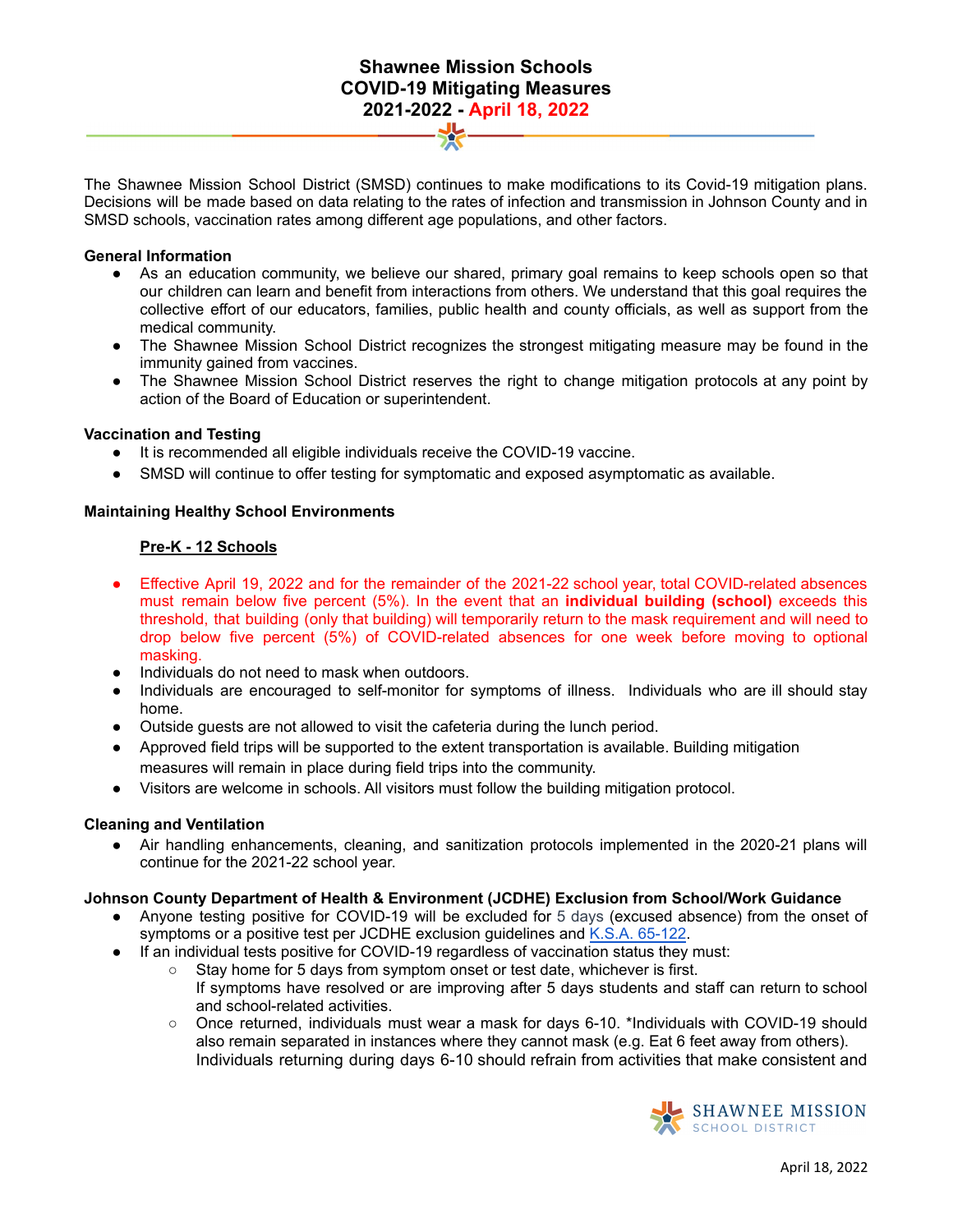# Shawnee Mission Schools
# COVID-19 Mitigating Measures
# 2021-2022 - April 18, 2022

The Shawnee Mission School District (SMSD) continues to make modifications to its Covid-19 mitigation plans. Decisions will be made based on data relating to the rates of infection and transmission in Johnson County and in SMSD schools, vaccination rates among different age populations, and other factors.

**General Information**

- As an education community, we believe our shared, primary goal remains to keep schools open so that our children can learn and benefit from interactions from others. We understand that this goal requires the collective effort of our educators, families, public health and county officials, as well as support from the medical community.
- The Shawnee Mission School District recognizes the strongest mitigating measure may be found in the immunity gained from vaccines.
- The Shawnee Mission School District reserves the right to change mitigation protocols at any point by action of the Board of Education or superintendent.

**Vaccination and Testing**

- It is recommended all eligible individuals receive the COVID-19 vaccine.
- SMSD will continue to offer testing for symptomatic and exposed asymptomatic as available.

**Maintaining Healthy School Environments**

**Pre-K - 12 Schools**

- Effective April 19, 2022 and for the remainder of the 2021-22 school year, total COVID-related absences must remain below five percent (5%). In the event that an **individual building (school)** exceeds this threshold, that building (only that building) will temporarily return to the mask requirement and will need to drop below five percent (5%) of COVID-related absences for one week before moving to optional masking.
- Individuals do not need to mask when outdoors.
- Individuals are encouraged to self-monitor for symptoms of illness. Individuals who are ill should stay home.
- Outside guests are not allowed to visit the cafeteria during the lunch period.
- Approved field trips will be supported to the extent transportation is available. Building mitigation measures will remain in place during field trips into the community.
- Visitors are welcome in schools. All visitors must follow the building mitigation protocol.

**Cleaning and Ventilation**

- Air handling enhancements, cleaning, and sanitization protocols implemented in the 2020-21 plans will continue for the 2021-22 school year.

**Johnson County Department of Health & Environment (JCDHE) Exclusion from School/Work Guidance**

- Anyone testing positive for COVID-19 will be excluded for 5 days (excused absence) from the onset of symptoms or a positive test per JCDHE exclusion guidelines and K.S.A. 65-122.
- If an individual tests positive for COVID-19 regardless of vaccination status they must:
  - Stay home for 5 days from symptom onset or test date, whichever is first.
    If symptoms have resolved or are improving after 5 days students and staff can return to school and school-related activities.
  - Once returned, individuals must wear a mask for days 6-10. *Individuals with COVID-19 should also remain separated in instances where they cannot mask (e.g. Eat 6 feet away from others).
    Individuals returning during days 6-10 should refrain from activities that make consistent and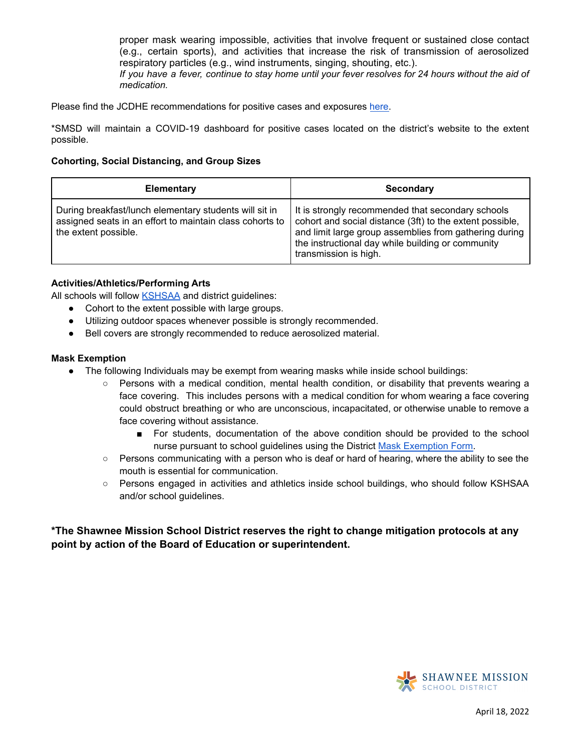proper mask wearing impossible, activities that involve frequent or sustained close contact (e.g., certain sports), and activities that increase the risk of transmission of aerosolized respiratory particles (e.g., wind instruments, singing, shouting, etc.).
*If you have a fever, continue to stay home until your fever resolves for 24 hours without the aid of medication.*

Please find the JCDHE recommendations for positive cases and exposures here.

*SMSD will maintain a COVID-19 dashboard for positive cases located on the district's website to the extent possible.

**Cohorting, Social Distancing, and Group Sizes**

| Elementary | Secondary |
| --- | --- |
| During breakfast/lunch elementary students will sit in assigned seats in an effort to maintain class cohorts to the extent possible. | It is strongly recommended that secondary schools cohort and social distance (3ft) to the extent possible, and limit large group assemblies from gathering during the instructional day while building or community transmission is high. |

**Activities/Athletics/Performing Arts**
All schools will follow KSHSAA and district guidelines:

- Cohort to the extent possible with large groups.
- Utilizing outdoor spaces whenever possible is strongly recommended.
- Bell covers are strongly recommended to reduce aerosolized material.

**Mask Exemption**

- The following Individuals may be exempt from wearing masks while inside school buildings:
    - Persons with a medical condition, mental health condition, or disability that prevents wearing a face covering. This includes persons with a medical condition for whom wearing a face covering could obstruct breathing or who are unconscious, incapacitated, or otherwise unable to remove a face covering without assistance.
        - For students, documentation of the above condition should be provided to the school nurse pursuant to school guidelines using the District Mask Exemption Form.
    - Persons communicating with a person who is deaf or hard of hearing, where the ability to see the mouth is essential for communication.
    - Persons engaged in activities and athletics inside school buildings, who should follow KSHSAA and/or school guidelines.

**\*The Shawnee Mission School District reserves the right to change mitigation protocols at any point by action of the Board of Education or superintendent.**

SHAWNEE MISSION
SCHOOL DISTRICT

April 18, 2022